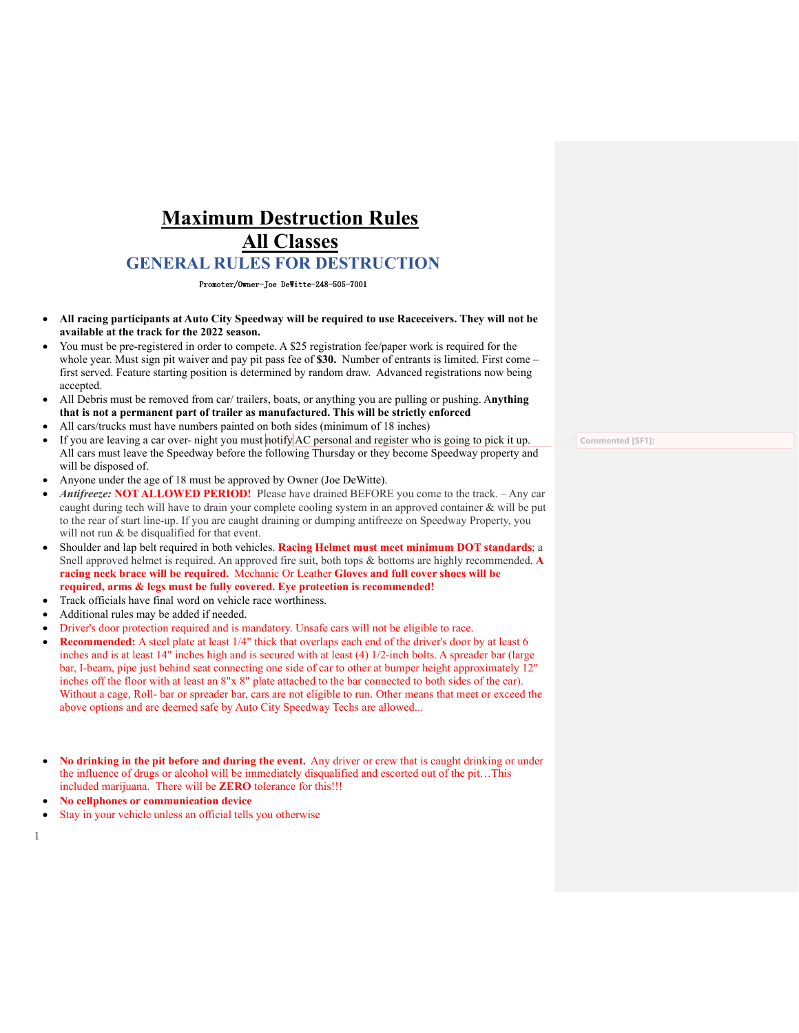# Maximum Destruction Rules

# All Classes

## GENERAL RULES FOR DESTRUCTION

Promoter/Owner-Joe DeWitte-248-505-7001

- **All racing participants at Auto City Speedway will be required to use Raceceivers. They will not be available at the track for the 2022 season.**
- You must be pre-registered in order to compete. A $25 registration fee/paper work is required for the whole year. Must sign pit waiver and pay pit pass fee of **$30.** Number of entrants is limited. First come – first served. Feature starting position is determined by random draw. Advanced registrations now being accepted.
- All Debris must be removed from car/ trailers, boats, or anything you are pulling or pushing. A**nything that is not a permanent part of trailer as manufactured. This will be strictly enforced**
- All cars/trucks must have numbers painted on both sides (minimum of 18 inches)
- If you are leaving a car over- night you must notify AC personal and register who is going to pick it up. All cars must leave the Speedway before the following Thursday or they become Speedway property and will be disposed of.
- Anyone under the age of 18 must be approved by Owner (Joe DeWitte).
- ***Antifreeze:*** **NOT ALLOWED PERIOD!** Please have drained BEFORE you come to the track. – Any car caught during tech will have to drain your complete cooling system in an approved container & will be put to the rear of start line-up. If you are caught draining or dumping antifreeze on Speedway Property, you will not run & be disqualified for that event.
- Shoulder and lap belt required in both vehicles. **Racing Helmet must meet minimum DOT standards**; a Snell approved helmet is required. An approved fire suit, both tops & bottoms are highly recommended. **A racing neck brace will be required.** Mechanic Or Leather **Gloves and full cover shoes will be required, arms & legs must be fully covered. Eye protection is recommended!**
- Track officials have final word on vehicle race worthiness.
- Additional rules may be added if needed.
- Driver's door protection required and is mandatory. Unsafe cars will not be eligible to race.
- **Recommended:** A steel plate at least 1/4" thick that overlaps each end of the driver's door by at least 6 inches and is at least 14" inches high and is secured with at least (4) 1/2-inch bolts. A spreader bar (large bar, I-beam, pipe just behind seat connecting one side of car to other at bumper height approximately 12" inches off the floor with at least an 8"x 8" plate attached to the bar connected to both sides of the car). Without a cage, Roll- bar or spreader bar, cars are not eligible to run. Other means that meet or exceed the above options and are deemed safe by Auto City Speedway Techs are allowed...

- **No drinking in the pit before and during the event.** Any driver or crew that is caught drinking or under the influence of drugs or alcohol will be immediately disqualified and escorted out of the pit…This included marijuana. There will be **ZERO** tolerance for this!!!
- **No cellphones or communication device**
- Stay in your vehicle unless an official tells you otherwise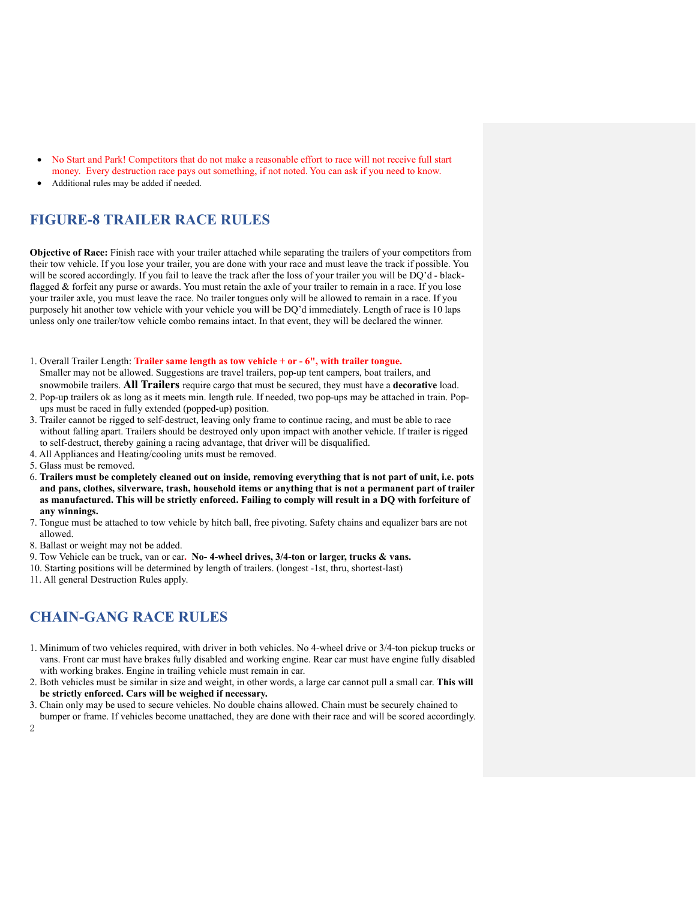- No Start and Park! Competitors that do not make a reasonable effort to race will not receive full start money. Every destruction race pays out something, if not noted. You can ask if you need to know.
- Additional rules may be added if needed.

## FIGURE-8 TRAILER RACE RULES

**Objective of Race:** Finish race with your trailer attached while separating the trailers of your competitors from their tow vehicle. If you lose your trailer, you are done with your race and must leave the track if possible. You will be scored accordingly. If you fail to leave the track after the loss of your trailer you will be DQ'd - black-flagged & forfeit any purse or awards. You must retain the axle of your trailer to remain in a race. If you lose your trailer axle, you must leave the race. No trailer tongues only will be allowed to remain in a race. If you purposely hit another tow vehicle with your vehicle you will be DQ'd immediately. Length of race is 10 laps unless only one trailer/tow vehicle combo remains intact. In that event, they will be declared the winner.

1. Overall Trailer Length: **Trailer same length as tow vehicle + or - 6", with trailer tongue.** Smaller may not be allowed. Suggestions are travel trailers, pop-up tent campers, boat trailers, and snowmobile trailers. **All Trailers** require cargo that must be secured, they must have a **decorative** load.
2. Pop-up trailers ok as long as it meets min. length rule. If needed, two pop-ups may be attached in train. Pop-ups must be raced in fully extended (popped-up) position.
3. Trailer cannot be rigged to self-destruct, leaving only frame to continue racing, and must be able to race without falling apart. Trailers should be destroyed only upon impact with another vehicle. If trailer is rigged to self-destruct, thereby gaining a racing advantage, that driver will be disqualified.
4. All Appliances and Heating/cooling units must be removed.
5. Glass must be removed.
6. **Trailers must be completely cleaned out on inside, removing everything that is not part of unit, i.e. pots and pans, clothes, silverware, trash, household items or anything that is not a permanent part of trailer as manufactured. This will be strictly enforced. Failing to comply will result in a DQ with forfeiture of any winnings.**
7. Tongue must be attached to tow vehicle by hitch ball, free pivoting. Safety chains and equalizer bars are not allowed.
8. Ballast or weight may not be added.
9. Tow Vehicle can be truck, van or car. **No- 4-wheel drives, 3/4-ton or larger, trucks & vans.**
10. Starting positions will be determined by length of trailers. (longest -1st, thru, shortest-last)
11. All general Destruction Rules apply.

## CHAIN-GANG RACE RULES

1. Minimum of two vehicles required, with driver in both vehicles. No 4-wheel drive or 3/4-ton pickup trucks or vans. Front car must have brakes fully disabled and working engine. Rear car must have engine fully disabled with working brakes. Engine in trailing vehicle must remain in car.
2. Both vehicles must be similar in size and weight, in other words, a large car cannot pull a small car. **This will be strictly enforced. Cars will be weighed if necessary.**
3. Chain only may be used to secure vehicles. No double chains allowed. Chain must be securely chained to bumper or frame. If vehicles become unattached, they are done with their race and will be scored accordingly.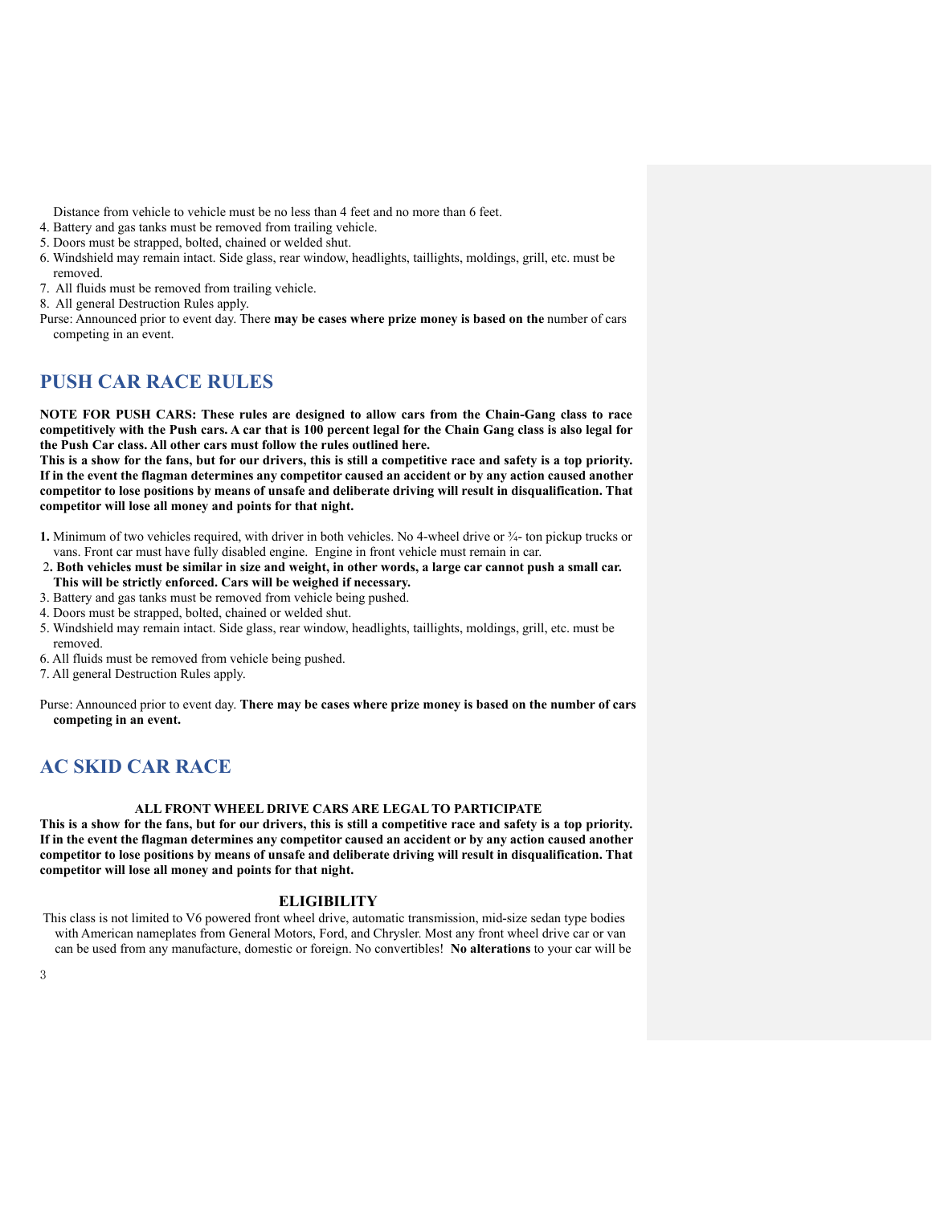Distance from vehicle to vehicle must be no less than 4 feet and no more than 6 feet.

4. Battery and gas tanks must be removed from trailing vehicle.
5. Doors must be strapped, bolted, chained or welded shut.
6. Windshield may remain intact. Side glass, rear window, headlights, taillights, moldings, grill, etc. must be removed.
7. All fluids must be removed from trailing vehicle.
8. All general Destruction Rules apply.

Purse: Announced prior to event day. There **may be cases where prize money is based on the** number of cars competing in an event.

## PUSH CAR RACE RULES

**NOTE FOR PUSH CARS: These rules are designed to allow cars from the Chain-Gang class to race competitively with the Push cars. A car that is 100 percent legal for the Chain Gang class is also legal for the Push Car class. All other cars must follow the rules outlined here.**

**This is a show for the fans, but for our drivers, this is still a competitive race and safety is a top priority. If in the event the flagman determines any competitor caused an accident or by any action caused another competitor to lose positions by means of unsafe and deliberate driving will result in disqualification. That competitor will lose all money and points for that night.**

**1.** Minimum of two vehicles required, with driver in both vehicles. No 4-wheel drive or ¾- ton pickup trucks or vans. Front car must have fully disabled engine. Engine in front vehicle must remain in car.

2**. Both vehicles must be similar in size and weight, in other words, a large car cannot push a small car. This will be strictly enforced. Cars will be weighed if necessary.**

3. Battery and gas tanks must be removed from vehicle being pushed.
4. Doors must be strapped, bolted, chained or welded shut.
5. Windshield may remain intact. Side glass, rear window, headlights, taillights, moldings, grill, etc. must be removed.
6. All fluids must be removed from vehicle being pushed.
7. All general Destruction Rules apply.

Purse: Announced prior to event day. **There may be cases where prize money is based on the number of cars competing in an event.**

## AC SKID CAR RACE

**ALL FRONT WHEEL DRIVE CARS ARE LEGAL TO PARTICIPATE**

**This is a show for the fans, but for our drivers, this is still a competitive race and safety is a top priority. If in the event the flagman determines any competitor caused an accident or by any action caused another competitor to lose positions by means of unsafe and deliberate driving will result in disqualification. That competitor will lose all money and points for that night.**

### ELIGIBILITY

This class is not limited to V6 powered front wheel drive, automatic transmission, mid-size sedan type bodies with American nameplates from General Motors, Ford, and Chrysler. Most any front wheel drive car or van can be used from any manufacture, domestic or foreign. No convertibles! **No alterations** to your car will be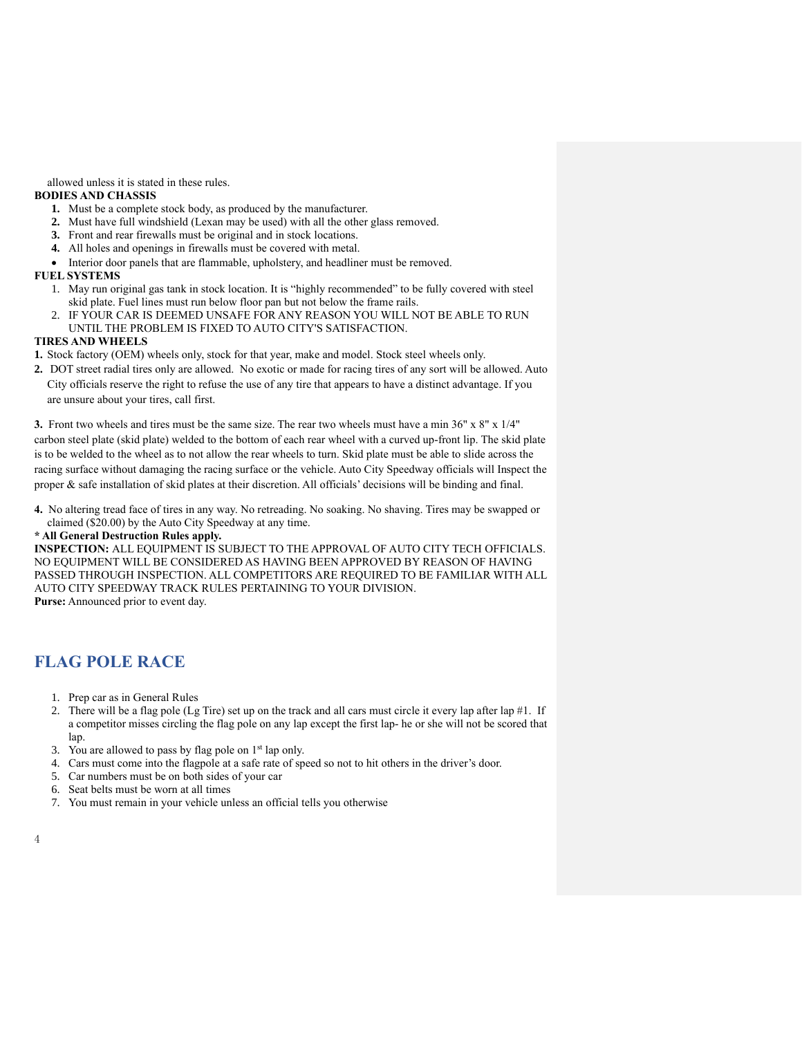allowed unless it is stated in these rules.

**BODIES AND CHASSIS**

1. Must be a complete stock body, as produced by the manufacturer.
2. Must have full windshield (Lexan may be used) with all the other glass removed.
3. Front and rear firewalls must be original and in stock locations.
4. All holes and openings in firewalls must be covered with metal.

- Interior door panels that are flammable, upholstery, and headliner must be removed.

**FUEL SYSTEMS**

1. May run original gas tank in stock location. It is "highly recommended" to be fully covered with steel skid plate. Fuel lines must run below floor pan but not below the frame rails.
2. IF YOUR CAR IS DEEMED UNSAFE FOR ANY REASON YOU WILL NOT BE ABLE TO RUN UNTIL THE PROBLEM IS FIXED TO AUTO CITY'S SATISFACTION.

**TIRES AND WHEELS**

**1.** Stock factory (OEM) wheels only, stock for that year, make and model. Stock steel wheels only.

**2.** DOT street radial tires only are allowed. No exotic or made for racing tires of any sort will be allowed. Auto City officials reserve the right to refuse the use of any tire that appears to have a distinct advantage. If you are unsure about your tires, call first.

**3.** Front two wheels and tires must be the same size. The rear two wheels must have a min 36" x 8" x 1/4" carbon steel plate (skid plate) welded to the bottom of each rear wheel with a curved up-front lip. The skid plate is to be welded to the wheel as to not allow the rear wheels to turn. Skid plate must be able to slide across the racing surface without damaging the racing surface or the vehicle. Auto City Speedway officials will Inspect the proper & safe installation of skid plates at their discretion. All officials' decisions will be binding and final.

**4.** No altering tread face of tires in any way. No retreading. No soaking. No shaving. Tires may be swapped or claimed ($20.00) by the Auto City Speedway at any time.

**\* All General Destruction Rules apply.**

**INSPECTION:** ALL EQUIPMENT IS SUBJECT TO THE APPROVAL OF AUTO CITY TECH OFFICIALS. NO EQUIPMENT WILL BE CONSIDERED AS HAVING BEEN APPROVED BY REASON OF HAVING PASSED THROUGH INSPECTION. ALL COMPETITORS ARE REQUIRED TO BE FAMILIAR WITH ALL AUTO CITY SPEEDWAY TRACK RULES PERTAINING TO YOUR DIVISION.

**Purse:** Announced prior to event day.

## FLAG POLE RACE

1. Prep car as in General Rules
2. There will be a flag pole (Lg Tire) set up on the track and all cars must circle it every lap after lap #1. If a competitor misses circling the flag pole on any lap except the first lap- he or she will not be scored that lap.
3. You are allowed to pass by flag pole on 1st lap only.
4. Cars must come into the flagpole at a safe rate of speed so not to hit others in the driver's door.
5. Car numbers must be on both sides of your car
6. Seat belts must be worn at all times
7. You must remain in your vehicle unless an official tells you otherwise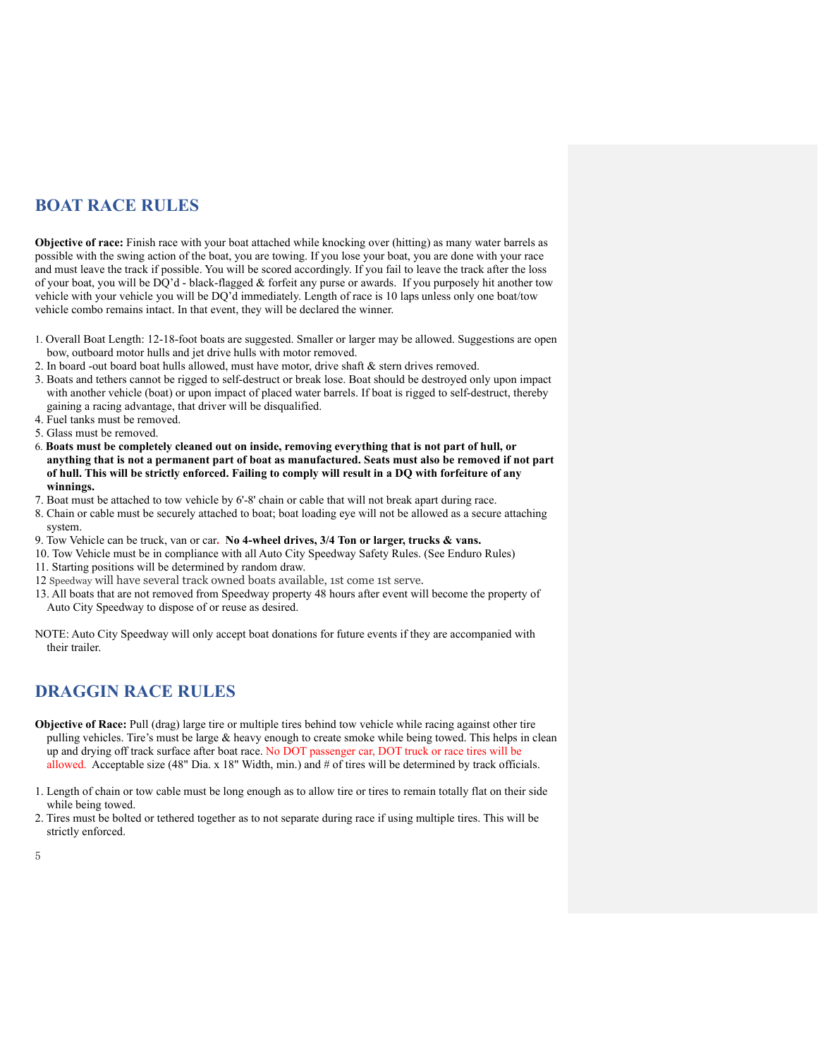## BOAT RACE RULES

**Objective of race:** Finish race with your boat attached while knocking over (hitting) as many water barrels as possible with the swing action of the boat, you are towing. If you lose your boat, you are done with your race and must leave the track if possible. You will be scored accordingly. If you fail to leave the track after the loss of your boat, you will be DQ'd - black-flagged & forfeit any purse or awards. If you purposely hit another tow vehicle with your vehicle you will be DQ'd immediately. Length of race is 10 laps unless only one boat/tow vehicle combo remains intact. In that event, they will be declared the winner.

1. Overall Boat Length: 12-18-foot boats are suggested. Smaller or larger may be allowed. Suggestions are open bow, outboard motor hulls and jet drive hulls with motor removed.
2. In board -out board boat hulls allowed, must have motor, drive shaft & stern drives removed.
3. Boats and tethers cannot be rigged to self-destruct or break lose. Boat should be destroyed only upon impact with another vehicle (boat) or upon impact of placed water barrels. If boat is rigged to self-destruct, thereby gaining a racing advantage, that driver will be disqualified.
4. Fuel tanks must be removed.
5. Glass must be removed.
6. **Boats must be completely cleaned out on inside, removing everything that is not part of hull, or anything that is not a permanent part of boat as manufactured. Seats must also be removed if not part of hull. This will be strictly enforced. Failing to comply will result in a DQ with forfeiture of any winnings.**
7. Boat must be attached to tow vehicle by 6'-8' chain or cable that will not break apart during race.
8. Chain or cable must be securely attached to boat; boat loading eye will not be allowed as a secure attaching system.
9. Tow Vehicle can be truck, van or car. **No 4-wheel drives, 3/4 Ton or larger, trucks & vans.**
10. Tow Vehicle must be in compliance with all Auto City Speedway Safety Rules. (See Enduro Rules)
11. Starting positions will be determined by random draw.
12. Speedway will have several track owned boats available, 1st come 1st serve.
13. All boats that are not removed from Speedway property 48 hours after event will become the property of Auto City Speedway to dispose of or reuse as desired.

NOTE: Auto City Speedway will only accept boat donations for future events if they are accompanied with their trailer.

## DRAGGIN RACE RULES

**Objective of Race:** Pull (drag) large tire or multiple tires behind tow vehicle while racing against other tire pulling vehicles. Tire's must be large & heavy enough to create smoke while being towed. This helps in clean up and drying off track surface after boat race. No DOT passenger car, DOT truck or race tires will be allowed. Acceptable size (48" Dia. x 18" Width, min.) and # of tires will be determined by track officials.

1. Length of chain or tow cable must be long enough as to allow tire or tires to remain totally flat on their side while being towed.
2. Tires must be bolted or tethered together as to not separate during race if using multiple tires. This will be strictly enforced.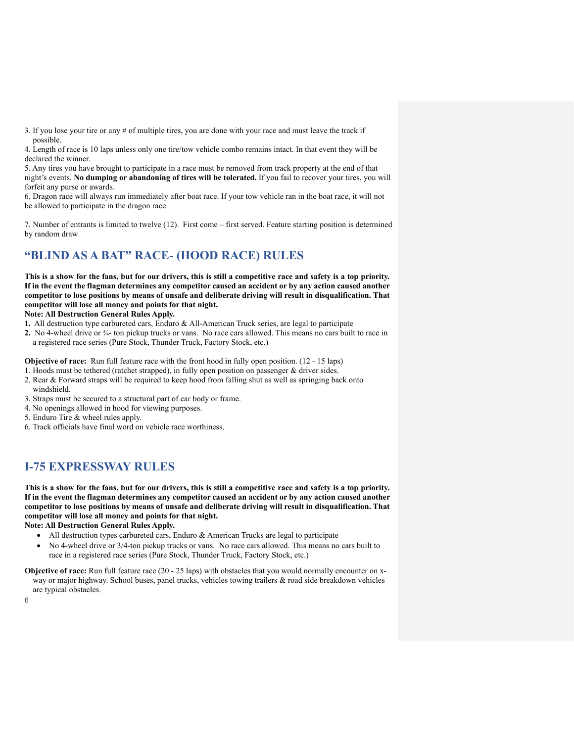3. If you lose your tire or any # of multiple tires, you are done with your race and must leave the track if possible.
4. Length of race is 10 laps unless only one tire/tow vehicle combo remains intact. In that event they will be declared the winner.
5. Any tires you have brought to participate in a race must be removed from track property at the end of that night's events. **No dumping or abandoning of tires will be tolerated.** If you fail to recover your tires, you will forfeit any purse or awards.
6. Dragon race will always run immediately after boat race. If your tow vehicle ran in the boat race, it will not be allowed to participate in the dragon race.

7. Number of entrants is limited to twelve (12). First come – first served. Feature starting position is determined by random draw.

## "BLIND AS A BAT" RACE- (HOOD RACE) RULES

**This is a show for the fans, but for our drivers, this is still a competitive race and safety is a top priority. If in the event the flagman determines any competitor caused an accident or by any action caused another competitor to lose positions by means of unsafe and deliberate driving will result in disqualification. That competitor will lose all money and points for that night.**

**Note: All Destruction General Rules Apply.**

**1.** All destruction type carbureted cars, Enduro & All-American Truck series, are legal to participate
**2.** No 4-wheel drive or ¾- ton pickup trucks or vans. No race cars allowed. This means no cars built to race in a registered race series (Pure Stock, Thunder Truck, Factory Stock, etc.)

**Objective of race:** Run full feature race with the front hood in fully open position. (12 - 15 laps)

1. Hoods must be tethered (ratchet strapped), in fully open position on passenger & driver sides.
2. Rear & Forward straps will be required to keep hood from falling shut as well as springing back onto windshield.
3. Straps must be secured to a structural part of car body or frame.
4. No openings allowed in hood for viewing purposes.
5. Enduro Tire & wheel rules apply.
6. Track officials have final word on vehicle race worthiness.

## I-75 EXPRESSWAY RULES

**This is a show for the fans, but for our drivers, this is still a competitive race and safety is a top priority. If in the event the flagman determines any competitor caused an accident or by any action caused another competitor to lose positions by means of unsafe and deliberate driving will result in disqualification. That competitor will lose all money and points for that night.**

**Note: All Destruction General Rules Apply.**

- All destruction types carbureted cars, Enduro & American Trucks are legal to participate
- No 4-wheel drive or 3/4-ton pickup trucks or vans. No race cars allowed. This means no cars built to race in a registered race series (Pure Stock, Thunder Truck, Factory Stock, etc.)

**Objective of race:** Run full feature race (20 - 25 laps) with obstacles that you would normally encounter on x-way or major highway. School buses, panel trucks, vehicles towing trailers & road side breakdown vehicles are typical obstacles.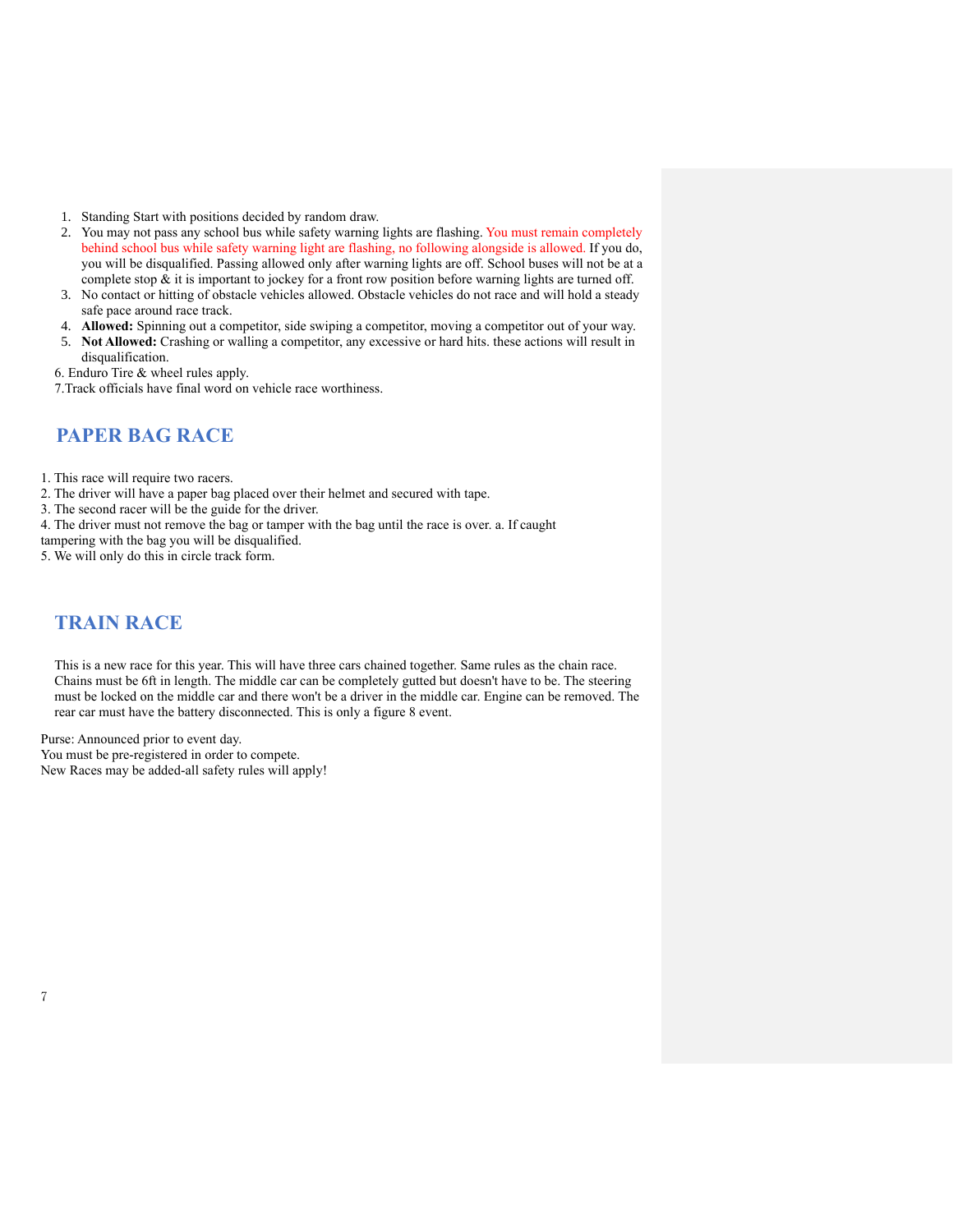1. Standing Start with positions decided by random draw.
2. You may not pass any school bus while safety warning lights are flashing. You must remain completely behind school bus while safety warning light are flashing, no following alongside is allowed. If you do, you will be disqualified. Passing allowed only after warning lights are off. School buses will not be at a complete stop & it is important to jockey for a front row position before warning lights are turned off.
3. No contact or hitting of obstacle vehicles allowed. Obstacle vehicles do not race and will hold a steady safe pace around race track.
4. **Allowed:** Spinning out a competitor, side swiping a competitor, moving a competitor out of your way.
5. **Not Allowed:** Crashing or walling a competitor, any excessive or hard hits. these actions will result in disqualification.
6. Enduro Tire & wheel rules apply.
7. Track officials have final word on vehicle race worthiness.

## PAPER BAG RACE

1. This race will require two racers.
2. The driver will have a paper bag placed over their helmet and secured with tape.
3. The second racer will be the guide for the driver.
4. The driver must not remove the bag or tamper with the bag until the race is over. a. If caught tampering with the bag you will be disqualified.
5. We will only do this in circle track form.

## TRAIN RACE

This is a new race for this year. This will have three cars chained together. Same rules as the chain race. Chains must be 6ft in length. The middle car can be completely gutted but doesn't have to be. The steering must be locked on the middle car and there won't be a driver in the middle car. Engine can be removed. The rear car must have the battery disconnected. This is only a figure 8 event.

Purse: Announced prior to event day.
You must be pre-registered in order to compete.
New Races may be added-all safety rules will apply!